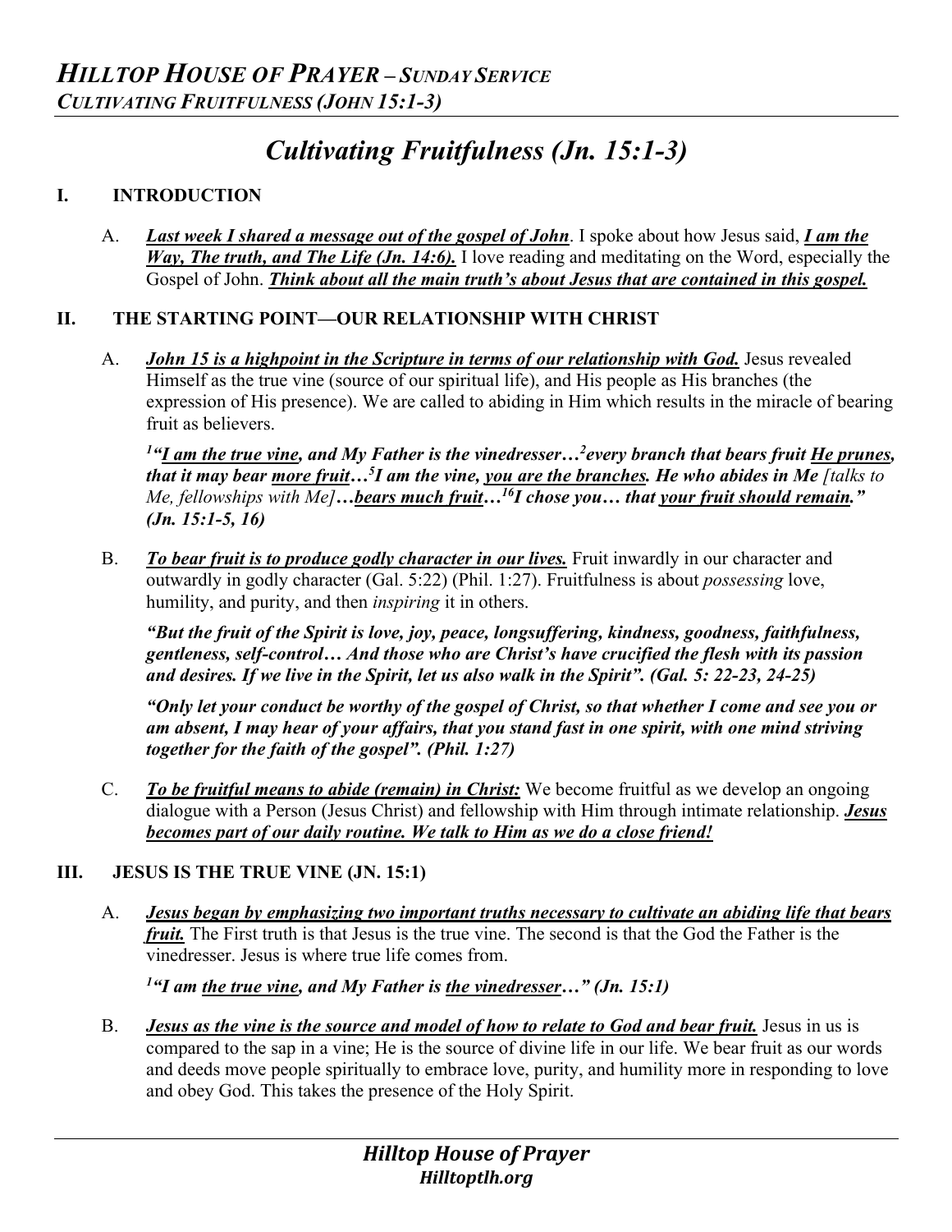# *Cultivating Fruitfulness (Jn. 15:1-3)*

## I. INTRODUCTION

A. ***Last week I shared a message out of the gospel of John***. I spoke about how Jesus said, ***I am the Way, The truth, and The Life (Jn. 14:6).*** I love reading and meditating on the Word, especially the Gospel of John. ***Think about all the main truth's about Jesus that are contained in this gospel.***

## II. THE STARTING POINT—OUR RELATIONSHIP WITH CHRIST

A. ***John 15 is a highpoint in the Scripture in terms of our relationship with God.*** Jesus revealed Himself as the true vine (source of our spiritual life), and His people as His branches (the expression of His presence). We are called to abiding in Him which results in the miracle of bearing fruit as believers.

***[1]"I am the true vine, and My Father is the vinedresser…[2]every branch that bears fruit He prunes, that it may bear more fruit…[5]I am the vine, you are the branches. He who abides in Me*** *[talks to Me, fellowships with Me]* ***…bears much fruit…[16]I chose you… that your fruit should remain." (Jn. 15:1-5, 16)***

B. ***To bear fruit is to produce godly character in our lives.*** Fruit inwardly in our character and outwardly in godly character (Gal. 5:22) (Phil. 1:27). Fruitfulness is about *possessing* love, humility, and purity, and then *inspiring* it in others.

***"But the fruit of the Spirit is love, joy, peace, longsuffering, kindness, goodness, faithfulness, gentleness, self-control… And those who are Christ's have crucified the flesh with its passion and desires. If we live in the Spirit, let us also walk in the Spirit". (Gal. 5: 22-23, 24-25)***

***"Only let your conduct be worthy of the gospel of Christ, so that whether I come and see you or am absent, I may hear of your affairs, that you stand fast in one spirit, with one mind striving together for the faith of the gospel". (Phil. 1:27)***

C. ***To be fruitful means to abide (remain) in Christ:*** We become fruitful as we develop an ongoing dialogue with a Person (Jesus Christ) and fellowship with Him through intimate relationship. ***Jesus becomes part of our daily routine. We talk to Him as we do a close friend!***

## III. JESUS IS THE TRUE VINE (JN. 15:1)

A. ***Jesus began by emphasizing two important truths necessary to cultivate an abiding life that bears fruit.*** The First truth is that Jesus is the true vine. The second is that the God the Father is the vinedresser. Jesus is where true life comes from.

***[1]"I am the true vine, and My Father is the vinedresser…" (Jn. 15:1)***

B. ***Jesus as the vine is the source and model of how to relate to God and bear fruit.*** Jesus in us is compared to the sap in a vine; He is the source of divine life in our life. We bear fruit as our words and deeds move people spiritually to embrace love, purity, and humility more in responding to love and obey God. This takes the presence of the Holy Spirit.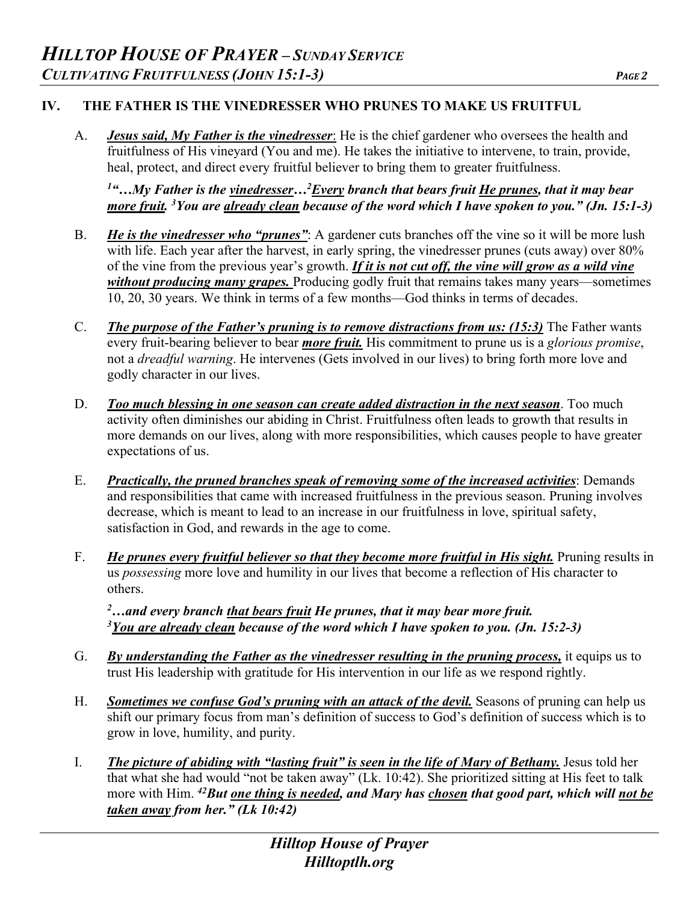## IV. THE FATHER IS THE VINEDRESSER WHO PRUNES TO MAKE US FRUITFUL

A. ***Jesus said, My Father is the vinedresser***: He is the chief gardener who oversees the health and fruitfulness of His vineyard (You and me). He takes the initiative to intervene, to train, provide, heal, protect, and direct every fruitful believer to bring them to greater fruitfulness.

***[1]"…My Father is the vinedresser…[2]Every branch that bears fruit He prunes, that it may bear more fruit. [3]You are already clean because of the word which I have spoken to you." (Jn. 15:1-3)***

B. ***He is the vinedresser who "prunes"***: A gardener cuts branches off the vine so it will be more lush with life. Each year after the harvest, in early spring, the vinedresser prunes (cuts away) over 80% of the vine from the previous year's growth. ***If it is not cut off, the vine will grow as a wild vine without producing many grapes.*** Producing godly fruit that remains takes many years—sometimes 10, 20, 30 years. We think in terms of a few months—God thinks in terms of decades.

C. ***The purpose of the Father's pruning is to remove distractions from us: (15:3)*** The Father wants every fruit-bearing believer to bear ***more fruit.*** His commitment to prune us is a *glorious promise*, not a *dreadful warning*. He intervenes (Gets involved in our lives) to bring forth more love and godly character in our lives.

D. ***Too much blessing in one season can create added distraction in the next season***. Too much activity often diminishes our abiding in Christ. Fruitfulness often leads to growth that results in more demands on our lives, along with more responsibilities, which causes people to have greater expectations of us.

E. ***Practically, the pruned branches speak of removing some of the increased activities***: Demands and responsibilities that came with increased fruitfulness in the previous season. Pruning involves decrease, which is meant to lead to an increase in our fruitfulness in love, spiritual safety, satisfaction in God, and rewards in the age to come.

F. ***He prunes every fruitful believer so that they become more fruitful in His sight.*** Pruning results in us *possessing* more love and humility in our lives that become a reflection of His character to others.

***[2]…and every branch that bears fruit He prunes, that it may bear more fruit.***
***[3]You are already clean because of the word which I have spoken to you. (Jn. 15:2-3)***

G. ***By understanding the Father as the vinedresser resulting in the pruning process,*** it equips us to trust His leadership with gratitude for His intervention in our life as we respond rightly.

H. ***Sometimes we confuse God's pruning with an attack of the devil.*** Seasons of pruning can help us shift our primary focus from man's definition of success to God's definition of success which is to grow in love, humility, and purity.

I. ***The picture of abiding with "lasting fruit" is seen in the life of Mary of Bethany.*** Jesus told her that what she had would "not be taken away" (Lk. 10:42). She prioritized sitting at His feet to talk more with Him. ***[42]But one thing is needed, and Mary has chosen that good part, which will not be taken away from her." (Lk 10:42)***

*Hilltop House of Prayer*
*Hilltoptlh.org*